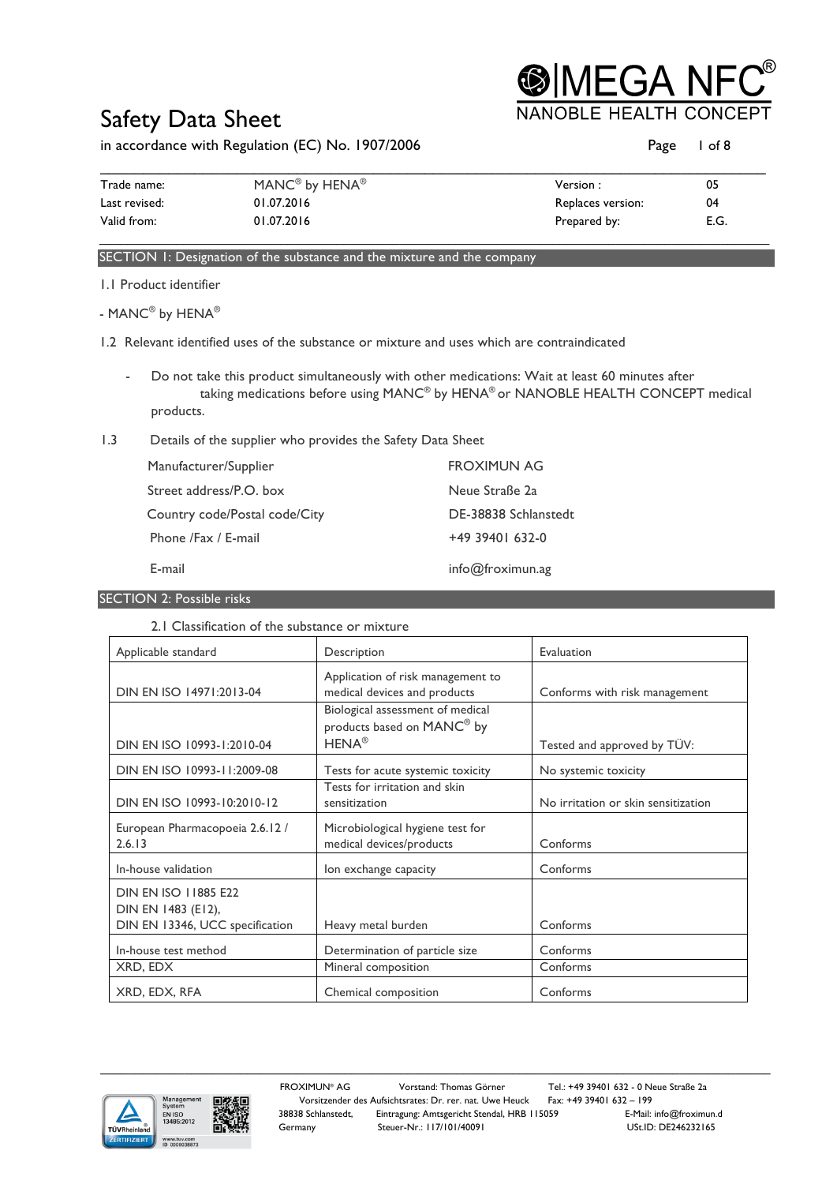# Safety Data Sheet

in accordance with Regulation (EC) No. 1907/2006

| Trade name: | MANC® by HENA® | Version : | 05 |
|---|---|---|---|
| Last revised: | 01.07.2016 | Replaces version: | 04 |
| Valid from: | 01.07.2016 | Prepared by: | E.G. |

## SECTION 1: Designation of the substance and the mixture and the company

1.1 Product identifier

- MANC® by HENA®

1.2 Relevant identified uses of the substance or mixture and uses which are contraindicated

- Do not take this product simultaneously with other medications: Wait at least 60 minutes after taking medications before using MANC® by HENA® or NANOBLE HEALTH CONCEPT medical products.

1.3 Details of the supplier who provides the Safety Data Sheet

| | |
|---|---|
| Manufacturer/Supplier | FROXIMUN AG |
| Street address/P.O. box | Neue Straße 2a |
| Country code/Postal code/City | DE-38838 Schlanstedt |
| Phone /Fax / E-mail | +49 39401 632-0 |
| E-mail | info@froximun.ag |

## SECTION 2: Possible risks

2.1 Classification of the substance or mixture

| Applicable standard | Description | Evaluation |
|---|---|---|
| DIN EN ISO 14971:2013-04 | Application of risk management to medical devices and products | Conforms with risk management |
| DIN EN ISO 10993-1:2010-04 | Biological assessment of medical products based on MANC® by HENA® | Tested and approved by TÜV: |
| DIN EN ISO 10993-11:2009-08 | Tests for acute systemic toxicity | No systemic toxicity |
| DIN EN ISO 10993-10:2010-12 | Tests for irritation and skin sensitization | No irritation or skin sensitization |
| European Pharmacopoeia 2.6.12 / 2.6.13 | Microbiological hygiene test for medical devices/products | Conforms |
| In-house validation | Ion exchange capacity | Conforms |
| DIN EN ISO 11885 E22<br>DIN EN 1483 (E12),<br>DIN EN 13346, UCC specification | Heavy metal burden | Conforms |
| In-house test method | Determination of particle size | Conforms |
| XRD, EDX | Mineral composition | Conforms |
| XRD, EDX, RFA | Chemical composition | Conforms |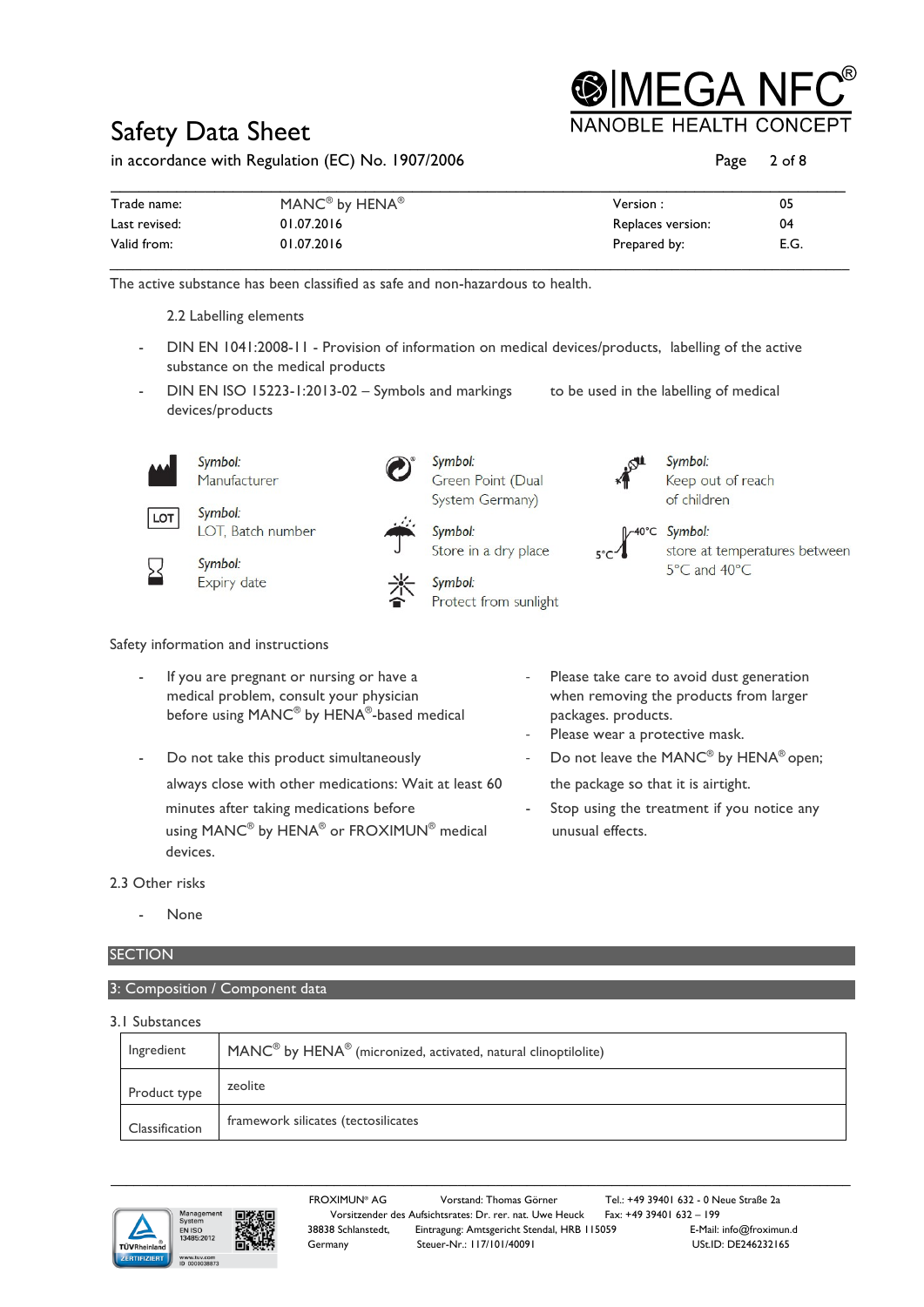| Trade name: | MANC® by HENA® | Version : | 05 |
|---|---|---|---|
| Last revised: | 01.07.2016 | Replaces version: | 04 |
| Valid from: | 01.07.2016 | Prepared by: | E.G. |

The active substance has been classified as safe and non-hazardous to health.

2.2 Labelling elements

- DIN EN 1041:2008-11 - Provision of information on medical devices/products, labelling of the active substance on the medical products
- DIN EN ISO 15223-1:2013-02 – Symbols and markings to be used in the labelling of medical devices/products

*Symbol:* Manufacturer

*Symbol:* LOT, Batch number

*Symbol:* Expiry date

*Symbol:* Green Point (Dual System Germany)

*Symbol:* Store in a dry place

*Symbol:* Protect from sunlight

*Symbol:* Keep out of reach of children

*Symbol:* store at temperatures between 5°C and 40°C

Safety information and instructions

- If you are pregnant or nursing or have a medical problem, consult your physician before using MANC® by HENA®-based medical
- Do not take this product simultaneously always close with other medications: Wait at least 60 minutes after taking medications before using MANC® by HENA® or FROXIMUN® medical devices.
- Please take care to avoid dust generation when removing the products from larger packages. products.
- Please wear a protective mask.
- Do not leave the MANC® by HENA® open; the package so that it is airtight.
- Stop using the treatment if you notice any unusual effects.

2.3 Other risks

- None

## SECTION

## 3: Composition / Component data

3.1 Substances

| Ingredient | MANC® by HENA® (micronized, activated, natural clinoptilolite) |
|---|---|
| Product type | zeolite |
| Classification | framework silicates (tectosilicates |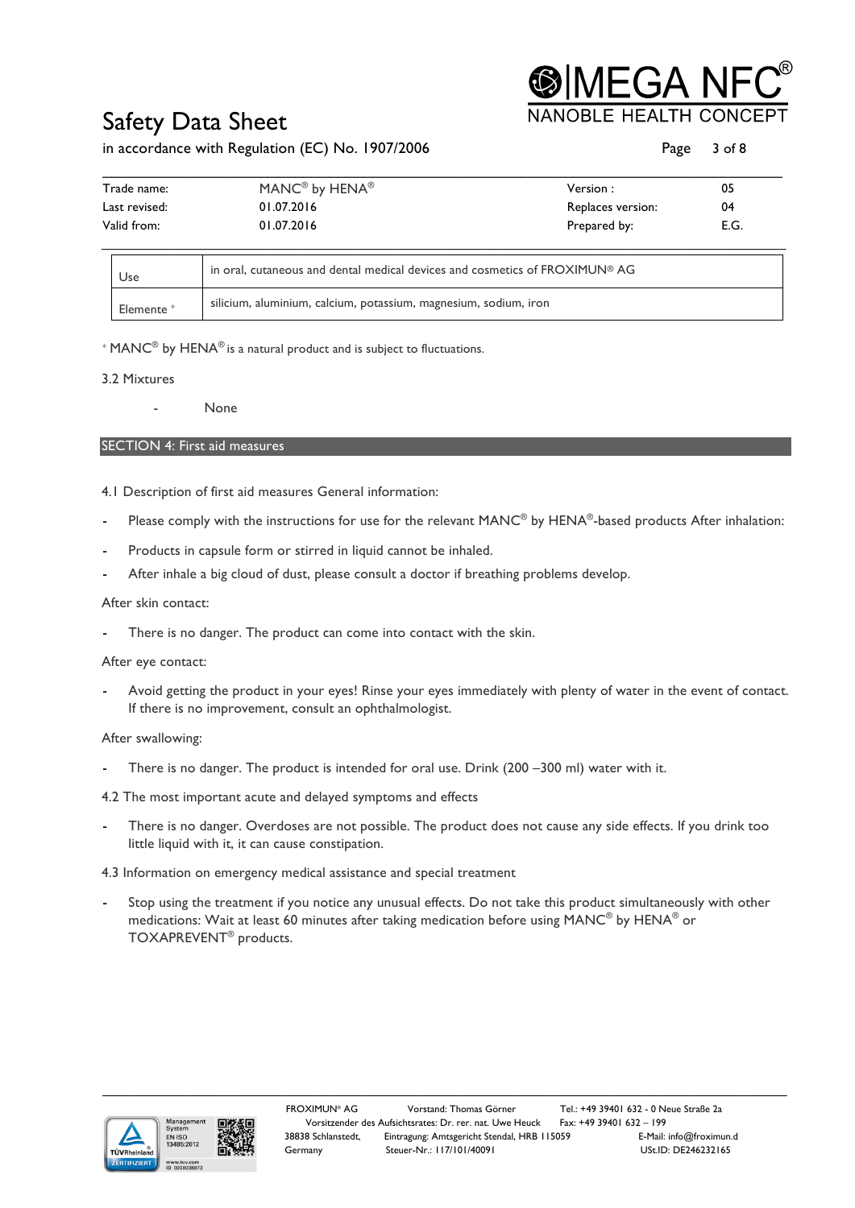| Trade name: | MANC® by HENA® | Version : | 05 |
|---|---|---|---|
| Last revised: | 01.07.2016 | Replaces version: | 04 |
| Valid from: | 01.07.2016 | Prepared by: | E.G. |

| Use | in oral, cutaneous and dental medical devices and cosmetics of FROXIMUN® AG |
|---|---|
| Elemente * | silicium, aluminium, calcium, potassium, magnesium, sodium, iron |

* MANC® by HENA® is a natural product and is subject to fluctuations.

3.2 Mixtures

- None

## SECTION 4: First aid measures

4.1 Description of first aid measures General information:

- Please comply with the instructions for use for the relevant MANC® by HENA®-based products After inhalation:
- Products in capsule form or stirred in liquid cannot be inhaled.
- After inhale a big cloud of dust, please consult a doctor if breathing problems develop.

After skin contact:

- There is no danger. The product can come into contact with the skin.

After eye contact:

- Avoid getting the product in your eyes! Rinse your eyes immediately with plenty of water in the event of contact. If there is no improvement, consult an ophthalmologist.

After swallowing:

- There is no danger. The product is intended for oral use. Drink (200 –300 ml) water with it.

4.2 The most important acute and delayed symptoms and effects

- There is no danger. Overdoses are not possible. The product does not cause any side effects. If you drink too little liquid with it, it can cause constipation.

4.3 Information on emergency medical assistance and special treatment

- Stop using the treatment if you notice any unusual effects. Do not take this product simultaneously with other medications: Wait at least 60 minutes after taking medication before using MANC® by HENA® or TOXAPREVENT® products.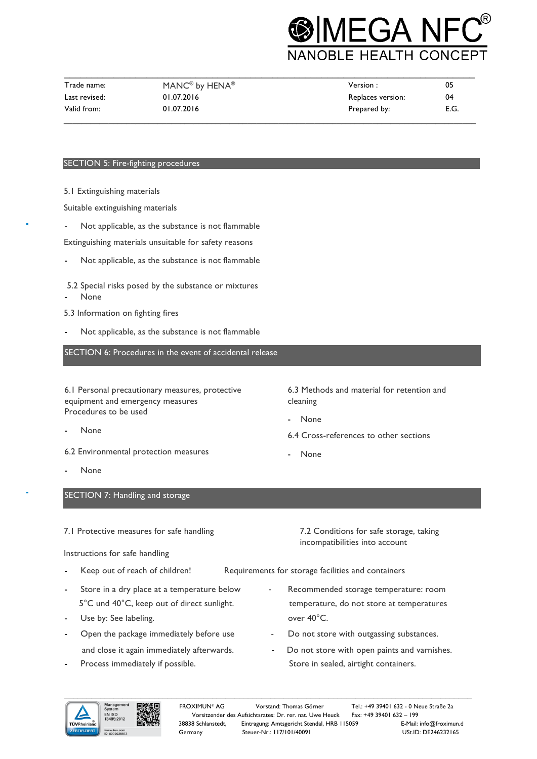| Trade name: | MANC® by HENA® | Version : | 05 |
|---|---|---|---|
| Last revised: | 01.07.2016 | Replaces version: | 04 |
| Valid from: | 01.07.2016 | Prepared by: | E.G. |

## SECTION 5: Fire-fighting procedures

5.1 Extinguishing materials

Suitable extinguishing materials

- Not applicable, as the substance is not flammable

Extinguishing materials unsuitable for safety reasons

- Not applicable, as the substance is not flammable

5.2 Special risks posed by the substance or mixtures

- None

5.3 Information on fighting fires

- Not applicable, as the substance is not flammable

## SECTION 6: Procedures in the event of accidental release

6.1 Personal precautionary measures, protective equipment and emergency measures
Procedures to be used

- None

6.2 Environmental protection measures

- None

6.3 Methods and material for retention and cleaning

- None

6.4 Cross-references to other sections

- None

## SECTION 7: Handling and storage

7.1 Protective measures for safe handling

Instructions for safe handling

- Keep out of reach of children!
- Store in a dry place at a temperature below 5°C und 40°C, keep out of direct sunlight.
- Use by: See labeling.
- Open the package immediately before use and close it again immediately afterwards.
- Process immediately if possible.

7.2 Conditions for safe storage, taking incompatibilities into account

Requirements for storage facilities and containers

- Recommended storage temperature: room temperature, do not store at temperatures over 40°C.
- Do not store with outgassing substances.
- Do not store with open paints and varnishes. Store in sealed, airtight containers.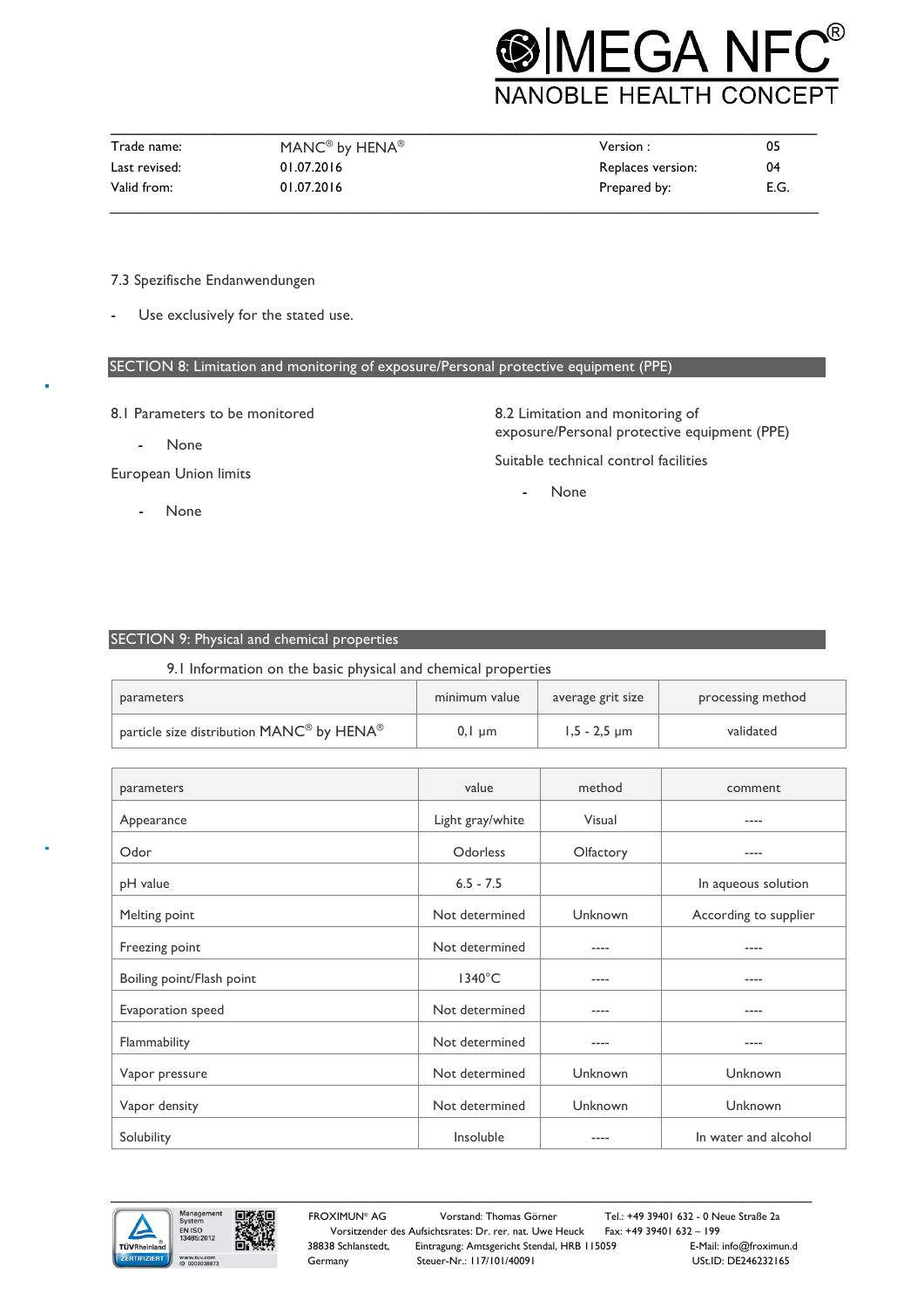| Trade name: | MANC® by HENA® | Version : | 05 |
|---|---|---|---|
| Last revised: | 01.07.2016 | Replaces version: | 04 |
| Valid from: | 01.07.2016 | Prepared by: | E.G. |

7.3 Spezifische Endanwendungen

- Use exclusively for the stated use.

## SECTION 8: Limitation and monitoring of exposure/Personal protective equipment (PPE)

8.1 Parameters to be monitored

- None

European Union limits

- None

8.2 Limitation and monitoring of exposure/Personal protective equipment (PPE)

Suitable technical control facilities

- None

## SECTION 9: Physical and chemical properties

9.1 Information on the basic physical and chemical properties

| parameters | minimum value | average grit size | processing method |
|---|---|---|---|
| particle size distribution MANC® by HENA® | 0,1 µm | 1,5 - 2,5 µm | validated |

| parameters | value | method | comment |
|---|---|---|---|
| Appearance | Light gray/white | Visual | ---- |
| Odor | Odorless | Olfactory | ---- |
| pH value | 6.5 - 7.5 | | In aqueous solution |
| Melting point | Not determined | Unknown | According to supplier |
| Freezing point | Not determined | ---- | ---- |
| Boiling point/Flash point | 1340°C | ---- | ---- |
| Evaporation speed | Not determined | ---- | ---- |
| Flammability | Not determined | ---- | ---- |
| Vapor pressure | Not determined | Unknown | Unknown |
| Vapor density | Not determined | Unknown | Unknown |
| Solubility | Insoluble | ---- | In water and alcohol |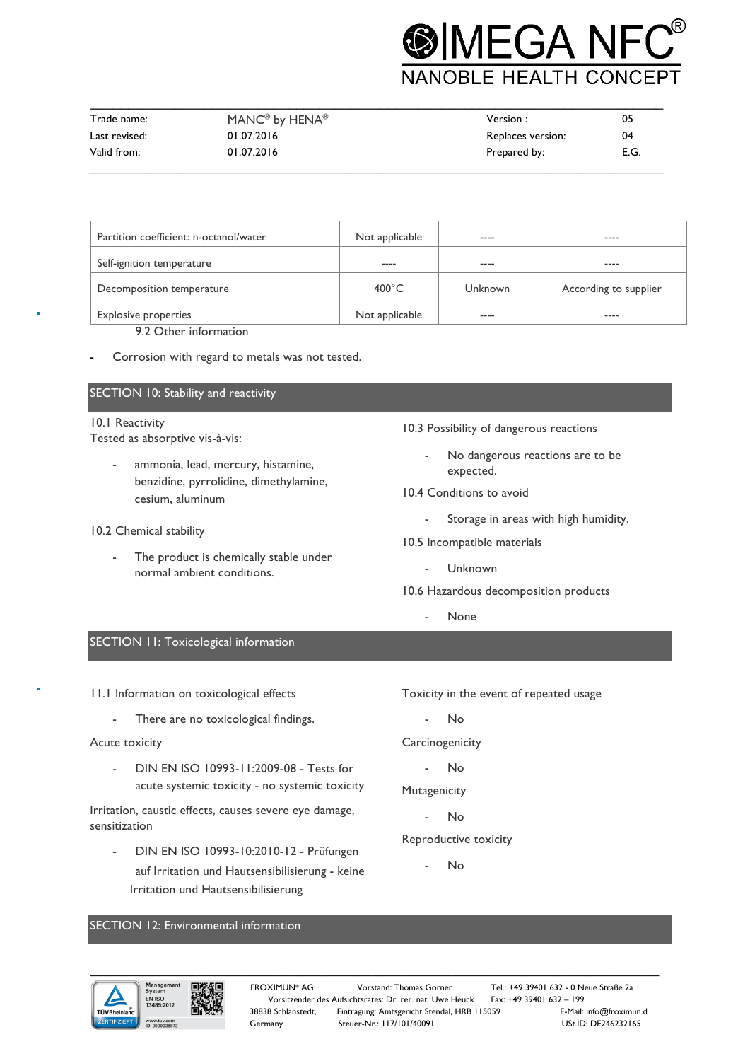| Partition coefficient: n-octanol/water | Not applicable | ---- | ---- |
|---|---|---|---|
| Self-ignition temperature | ---- | ---- | ---- |
| Decomposition temperature | 400°C | Unknown | According to supplier |
| Explosive properties | Not applicable | ---- | ---- |

9.2 Other information

- Corrosion with regard to metals was not tested.

## SECTION 10: Stability and reactivity

10.1 Reactivity

Tested as absorptive vis-à-vis:

- ammonia, lead, mercury, histamine, benzidine, pyrrolidine, dimethylamine, cesium, aluminum

10.2 Chemical stability

- The product is chemically stable under normal ambient conditions.

10.3 Possibility of dangerous reactions

- No dangerous reactions are to be expected.

10.4 Conditions to avoid

- Storage in areas with high humidity.

10.5 Incompatible materials

- Unknown

10.6 Hazardous decomposition products

- None

## SECTION 11: Toxicological information

11.1 Information on toxicological effects

- There are no toxicological findings.

Acute toxicity

- DIN EN ISO 10993-11:2009-08 - Tests for acute systemic toxicity - no systemic toxicity

Irritation, caustic effects, causes severe eye damage, sensitization

- DIN EN ISO 10993-10:2010-12 - Prüfungen auf Irritation und Hautsensibilisierung - keine Irritation und Hautsensibilisierung

Toxicity in the event of repeated usage

- No

Carcinogenicity

- No

Mutagenicity

- No

Reproductive toxicity

- No

## SECTION 12: Environmental information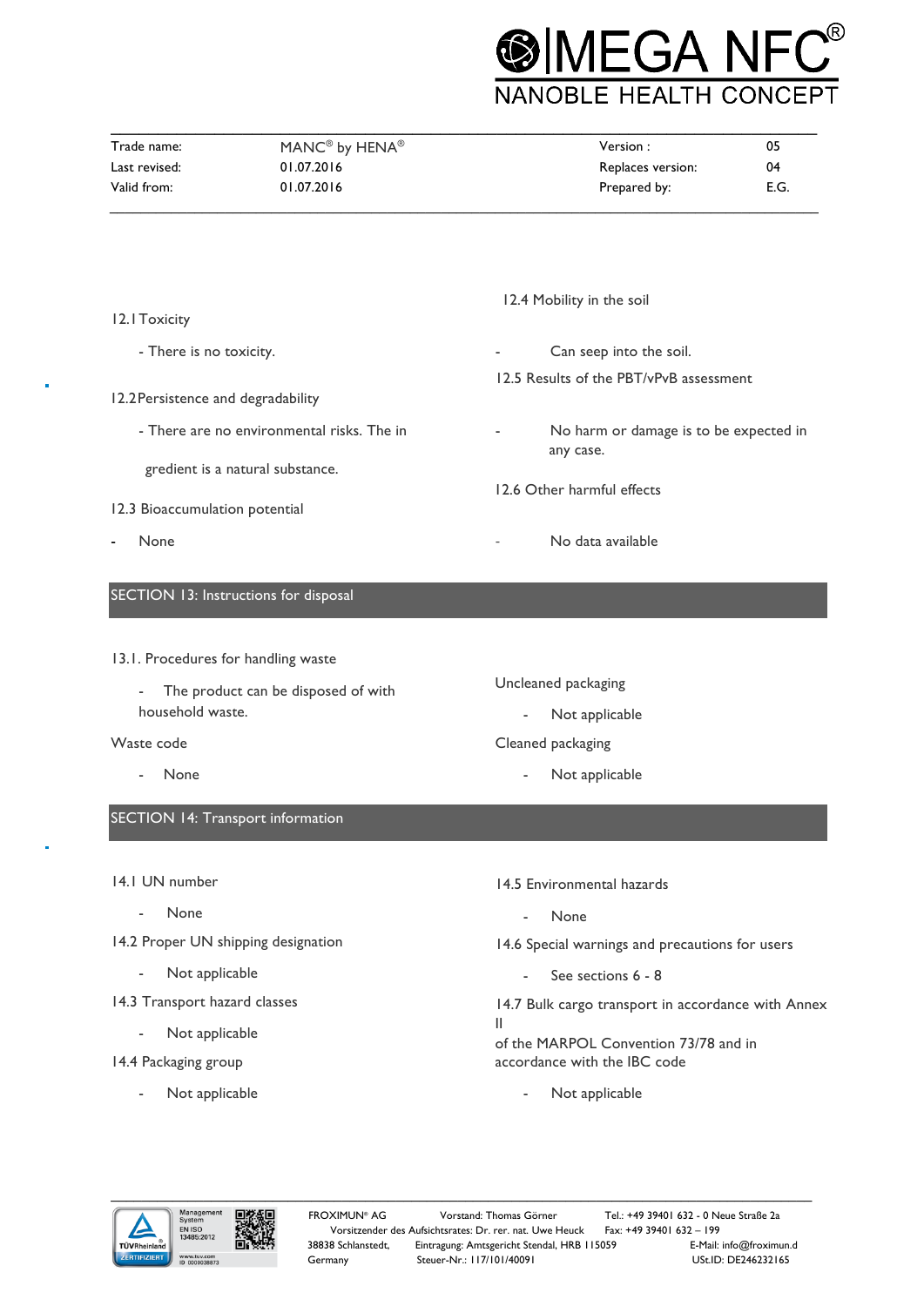12.1 Toxicity

- There is no toxicity.

12.2 Persistence and degradability

- There are no environmental risks. The in gredient is a natural substance.

12.3 Bioaccumulation potential

- None

12.4 Mobility in the soil

- Can seep into the soil.

12.5 Results of the PBT/vPvB assessment

- No harm or damage is to be expected in any case.

12.6 Other harmful effects

- No data available

## SECTION 13: Instructions for disposal

13.1. Procedures for handling waste

- The product can be disposed of with household waste.

Waste code

- None

Uncleaned packaging

- Not applicable

Cleaned packaging

- Not applicable

## SECTION 14: Transport information

14.1 UN number

- None

14.2 Proper UN shipping designation

- Not applicable

14.3 Transport hazard classes

- Not applicable

14.4 Packaging group

- Not applicable

14.5 Environmental hazards

- None

14.6 Special warnings and precautions for users

- See sections 6 - 8

14.7 Bulk cargo transport in accordance with Annex II of the MARPOL Convention 73/78 and in accordance with the IBC code

- Not applicable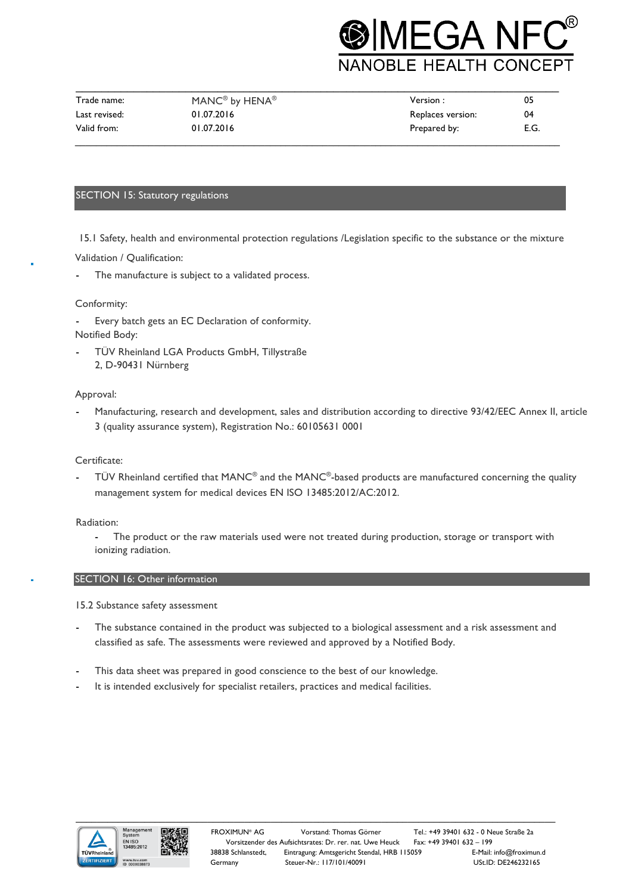| | | | |
|---|---|---|---|
| Trade name: | MANC® by HENA® | Version : | 05 |
| Last revised: | 01.07.2016 | Replaces version: | 04 |
| Valid from: | 01.07.2016 | Prepared by: | E.G. |

## SECTION 15: Statutory regulations

15.1 Safety, health and environmental protection regulations /Legislation specific to the substance or the mixture

Validation / Qualification:

- The manufacture is subject to a validated process.

Conformity:

- Every batch gets an EC Declaration of conformity.

Notified Body:

- TÜV Rheinland LGA Products GmbH, Tillystraße 2, D-90431 Nürnberg

Approval:

- Manufacturing, research and development, sales and distribution according to directive 93/42/EEC Annex II, article 3 (quality assurance system), Registration No.: 60105631 0001

Certificate:

- TÜV Rheinland certified that MANC® and the MANC®-based products are manufactured concerning the quality management system for medical devices EN ISO 13485:2012/AC:2012.

Radiation:

- The product or the raw materials used were not treated during production, storage or transport with ionizing radiation.

## SECTION 16: Other information

15.2 Substance safety assessment

- The substance contained in the product was subjected to a biological assessment and a risk assessment and classified as safe. The assessments were reviewed and approved by a Notified Body.

- This data sheet was prepared in good conscience to the best of our knowledge.
- It is intended exclusively for specialist retailers, practices and medical facilities.